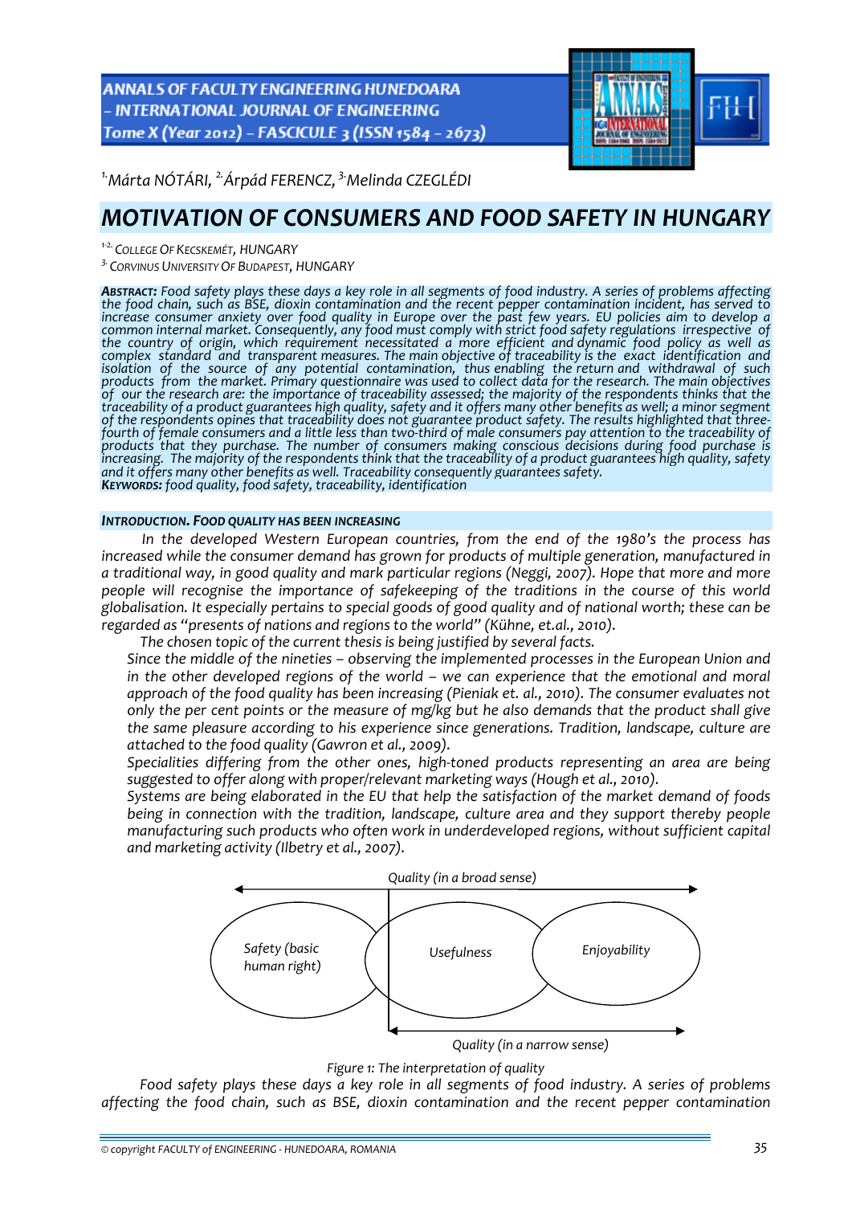[1.]Márta NÓTÁRI, [2.]Árpád FERENCZ, [3.]Melinda CZEGLÉDI

# MOTIVATION OF CONSUMERS AND FOOD SAFETY IN HUNGARY

[1-2.] COLLEGE OF KECSKEMÉT, HUNGARY
[3.] CORVINUS UNIVERSITY OF BUDAPEST, HUNGARY

***ABSTRACT:*** *Food safety plays these days a key role in all segments of food industry. A series of problems affecting the food chain, such as BSE, dioxin contamination and the recent pepper contamination incident, has served to increase consumer anxiety over food quality in Europe over the past few years. EU policies aim to develop a common internal market. Consequently, any food must comply with strict food safety regulations irrespective of the country of origin, which requirement necessitated a more efficient and dynamic food policy as well as complex standard and transparent measures. The main objective of traceability is the exact identification and isolation of the source of any potential contamination, thus enabling the return and withdrawal of such products from the market. Primary questionnaire was used to collect data for the research. The main objectives of our the research are: the importance of traceability assessed; the majority of the respondents thinks that the traceability of a product guarantees high quality, safety and it offers many other benefits as well; a minor segment of the respondents opines that traceability does not guarantee product safety. The results highlighted that three-fourth of female consumers and a little less than two-third of male consumers pay attention to the traceability of products that they purchase. The number of consumers making conscious decisions during food purchase is increasing. The majority of the respondents think that the traceability of a product guarantees high quality, safety and it offers many other benefits as well. Traceability consequently guarantees safety.*
***KEYWORDS:*** *food quality, food safety, traceability, identification*

## INTRODUCTION. FOOD QUALITY HAS BEEN INCREASING

*In the developed Western European countries, from the end of the 1980's the process has increased while the consumer demand has grown for products of multiple generation, manufactured in a traditional way, in good quality and mark particular regions (Neggi, 2007). Hope that more and more people will recognise the importance of safekeeping of the traditions in the course of this world globalisation. It especially pertains to special goods of good quality and of national worth; these can be regarded as "presents of nations and regions to the world" (Kühne, et.al., 2010).*

*The chosen topic of the current thesis is being justified by several facts.*

*Since the middle of the nineties – observing the implemented processes in the European Union and in the other developed regions of the world – we can experience that the emotional and moral approach of the food quality has been increasing (Pieniak et. al., 2010). The consumer evaluates not only the per cent points or the measure of mg/kg but he also demands that the product shall give the same pleasure according to his experience since generations. Tradition, landscape, culture are attached to the food quality (Gawron et al., 2009).*

*Specialities differing from the other ones, high-toned products representing an area are being suggested to offer along with proper/relevant marketing ways (Hough et al., 2010).*

*Systems are being elaborated in the EU that help the satisfaction of the market demand of foods being in connection with the tradition, landscape, culture area and they support thereby people manufacturing such products who often work in underdeveloped regions, without sufficient capital and marketing activity (Ilbetry et al., 2007).*

*Quality (in a broad sense)*

*Safety (basic human right)* — *Usefulness* — *Enjoyability*

*Quality (in a narrow sense)*

*Figure 1: The interpretation of quality*

*Food safety plays these days a key role in all segments of food industry. A series of problems affecting the food chain, such as BSE, dioxin contamination and the recent pepper contamination*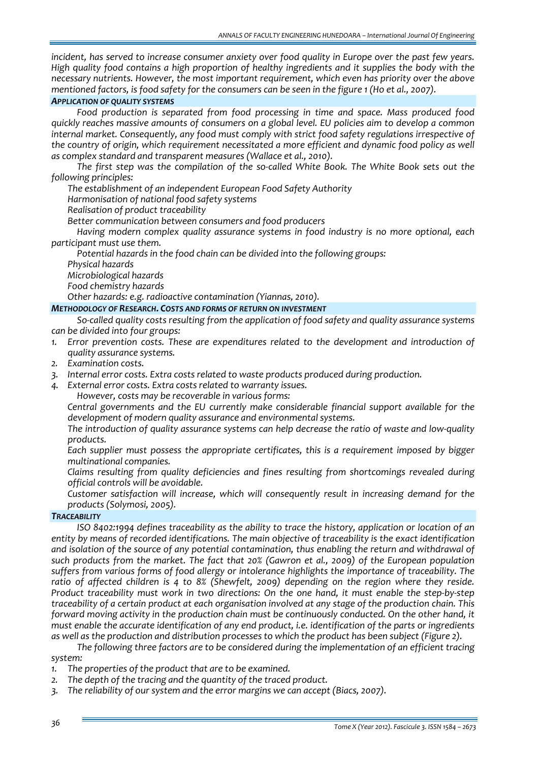*incident, has served to increase consumer anxiety over food quality in Europe over the past few years. High quality food contains a high proportion of healthy ingredients and it supplies the body with the necessary nutrients. However, the most important requirement, which even has priority over the above mentioned factors, is food safety for the consumers can be seen in the figure 1 (Ho et al., 2007).*

### *APPLICATION OF QUALITY SYSTEMS*

*Food production is separated from food processing in time and space. Mass produced food quickly reaches massive amounts of consumers on a global level. EU policies aim to develop a common internal market. Consequently, any food must comply with strict food safety regulations irrespective of the country of origin, which requirement necessitated a more efficient and dynamic food policy as well as complex standard and transparent measures (Wallace et al., 2010).*

*The first step was the compilation of the so-called White Book. The White Book sets out the following principles:*

*The establishment of an independent European Food Safety Authority*

*Harmonisation of national food safety systems*

*Realisation of product traceability*

*Better communication between consumers and food producers*

*Having modern complex quality assurance systems in food industry is no more optional, each participant must use them.*

*Potential hazards in the food chain can be divided into the following groups:*

*Physical hazards*

*Microbiological hazards*

*Food chemistry hazards*

*Other hazards: e.g. radioactive contamination (Yiannas, 2010).*

### *METHODOLOGY OF RESEARCH. COSTS AND FORMS OF RETURN ON INVESTMENT*

*So-called quality costs resulting from the application of food safety and quality assurance systems can be divided into four groups:*

1. *Error prevention costs. These are expenditures related to the development and introduction of quality assurance systems.*
2. *Examination costs.*
3. *Internal error costs. Extra costs related to waste products produced during production.*
4. *External error costs. Extra costs related to warranty issues.*

*However, costs may be recoverable in various forms:*

*Central governments and the EU currently make considerable financial support available for the development of modern quality assurance and environmental systems.*

*The introduction of quality assurance systems can help decrease the ratio of waste and low-quality products.*

*Each supplier must possess the appropriate certificates, this is a requirement imposed by bigger multinational companies.*

*Claims resulting from quality deficiencies and fines resulting from shortcomings revealed during official controls will be avoidable.*

*Customer satisfaction will increase, which will consequently result in increasing demand for the products (Solymosi, 2005).*

### *TRACEABILITY*

*ISO 8402:1994 defines traceability as the ability to trace the history, application or location of an entity by means of recorded identifications. The main objective of traceability is the exact identification and isolation of the source of any potential contamination, thus enabling the return and withdrawal of such products from the market. The fact that 20% (Gawron et al., 2009) of the European population suffers from various forms of food allergy or intolerance highlights the importance of traceability. The ratio of affected children is 4 to 8% (Shewfelt, 2009) depending on the region where they reside. Product traceability must work in two directions: On the one hand, it must enable the step-by-step traceability of a certain product at each organisation involved at any stage of the production chain. This forward moving activity in the production chain must be continuously conducted. On the other hand, it must enable the accurate identification of any end product, i.e. identification of the parts or ingredients as well as the production and distribution processes to which the product has been subject (Figure 2).*

*The following three factors are to be considered during the implementation of an efficient tracing system:*

1. *The properties of the product that are to be examined.*
2. *The depth of the tracing and the quantity of the traced product.*
3. *The reliability of our system and the error margins we can accept (Biacs, 2007).*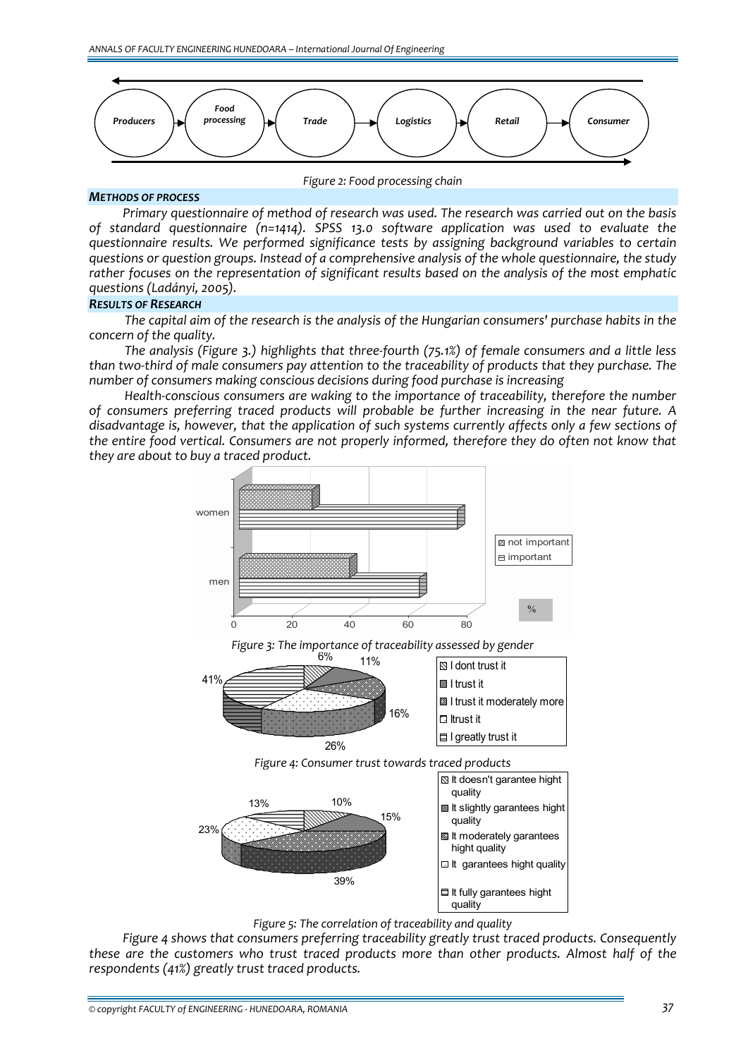Figure 2: Food processing chain

### METHODS OF PROCESS

*Primary questionnaire of method of research was used. The research was carried out on the basis of standard questionnaire (n=1414). SPSS 13.0 software application was used to evaluate the questionnaire results. We performed significance tests by assigning background variables to certain questions or question groups. Instead of a comprehensive analysis of the whole questionnaire, the study rather focuses on the representation of significant results based on the analysis of the most emphatic questions (Ladányi, 2005).*

### RESULTS OF RESEARCH

*The capital aim of the research is the analysis of the Hungarian consumers' purchase habits in the concern of the quality.*

*The analysis (Figure 3.) highlights that three-fourth (75.1%) of female consumers and a little less than two-third of male consumers pay attention to the traceability of products that they purchase. The number of consumers making conscious decisions during food purchase is increasing*

*Health-conscious consumers are waking to the importance of traceability, therefore the number of consumers preferring traced products will probable be further increasing in the near future. A disadvantage is, however, that the application of such systems currently affects only a few sections of the entire food vertical. Consumers are not properly informed, therefore they do often not know that they are about to buy a traced product.*

Figure 3: The importance of traceability assessed by gender

Figure 4: Consumer trust towards traced products

Figure 5: The correlation of traceability and quality

*Figure 4 shows that consumers preferring traceability greatly trust traced products. Consequently these are the customers who trust traced products more than other products. Almost half of the respondents (41%) greatly trust traced products.*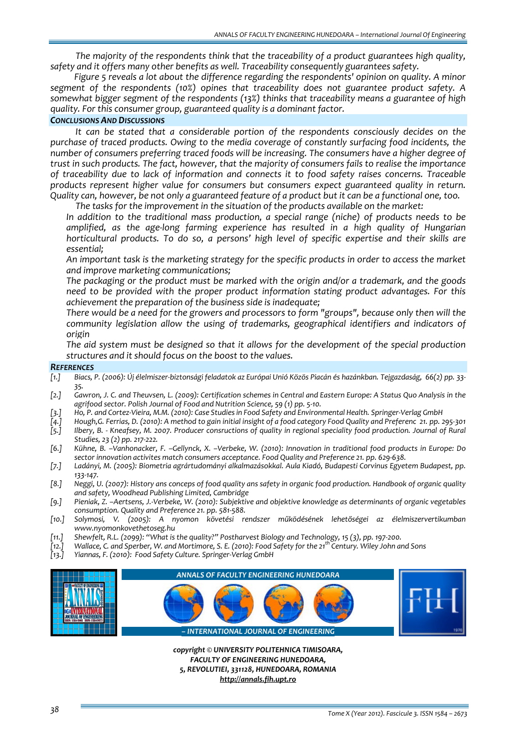*The majority of the respondents think that the traceability of a product guarantees high quality, safety and it offers many other benefits as well. Traceability consequently guarantees safety.*

*Figure 5 reveals a lot about the difference regarding the respondents' opinion on quality. A minor segment of the respondents (10%) opines that traceability does not guarantee product safety. A somewhat bigger segment of the respondents (13%) thinks that traceability means a guarantee of high quality. For this consumer group, guaranteed quality is a dominant factor.*

## CONCLUSIONS AND DISCUSSIONS

*It can be stated that a considerable portion of the respondents consciously decides on the purchase of traced products. Owing to the media coverage of constantly surfacing food incidents, the number of consumers preferring traced foods will be increasing. The consumers have a higher degree of trust in such products. The fact, however, that the majority of consumers fails to realise the importance of traceability due to lack of information and connects it to food safety raises concerns. Traceable products represent higher value for consumers but consumers expect guaranteed quality in return. Quality can, however, be not only a guaranteed feature of a product but it can be a functional one, too.*

*The tasks for the improvement in the situation of the products available on the market:*

*In addition to the traditional mass production, a special range (niche) of products needs to be amplified, as the age-long farming experience has resulted in a high quality of Hungarian horticultural products. To do so, a persons' high level of specific expertise and their skills are essential;*

*An important task is the marketing strategy for the specific products in order to access the market and improve marketing communications;*

*The packaging or the product must be marked with the origin and/or a trademark, and the goods need to be provided with the proper product information stating product advantages. For this achievement the preparation of the business side is inadequate;*

*There would be a need for the growers and processors to form "groups", because only then will the community legislation allow the using of trademarks, geographical identifiers and indicators of origin*

*The aid system must be designed so that it allows for the development of the special production structures and it should focus on the boost to the values.*

## REFERENCES

[1.] Biacs, P. (2006): Új élelmiszer-biztonsági feladatok az Európai Unió Közös Piacán és hazánkban. Tejgazdaság, 66(2) pp. 33-35.
[2.] Gawron, J. C. and Theuvsen, L. (2009): Certification schemes in Central and Eastern Europe: A Status Quo Analysis in the agrifood sector. Polish Journal of Food and Nutrition Science, 59 (1) pp. 5-10.
[3.] Ho, P. and Cortez-Vieira, M.M. (2010): Case Studies in Food Safety and Environmental Health. Springer-Verlag GmbH
[4.] Hough,G. Ferrias, D. (2010): A method to gain initial insight of a food category Food Quality and Preferenc 21. pp. 295-301
[5.] Ilbery, B. - Kneafsey, M. 2007. Producer consructions of quality in regional speciality food production. Journal of Rural Studies, 23 (2) pp. 217-222.
[6.] Kühne, B. –Vanhonacker, F. –Gellynck, X. –Verbeke, W. (2010): Innovation in traditional food products in Europe: Do sector innovation activites match consumers acceptance. Food Quality and Preference 21. pp. 629-638.
[7.] Ladányi, M. (2005): Biometria agrártudományi alkalmazásokkal. Aula Kiadó, Budapesti Corvinus Egyetem Budapest, pp. 133-147.
[8.] Neggi, U. (2007): History ans conceps of food quality ans safety in organic food production. Handbook of organic quality and safety, Woodhead Publishing Limited, Cambridge
[9.] Pieniak, Z. –Aertsens, J.-Verbeke, W. (2010): Subjektive and objektive knowledge as determinants of organic vegetables consumption. Quality and Preference 21. pp. 581-588.
[10.] Solymosi, V. (2005): A nyomon követési rendszer működésének lehetőségei az élelmiszervertikumban www.nyomonkovethetoseg.hu
[11.] Shewfelt, R.L. (2099): "What is the quality?" Postharvest Biology and Technology, 15 (3), pp. 197-200.
[12.] Wallace, C. and Sperber, W. and Mortimore, S. E. (2010): Food Safety for the 21th Century. Wiley John and Sons
[13.] Yiannas, F. (2010): Food Safety Culture. Springer-Verlag GmbH

ANNALS OF FACULTY ENGINEERING HUNEDOARA – INTERNATIONAL JOURNAL OF ENGINEERING

**copyright © UNIVERSITY POLITEHNICA TIMISOARA, FACULTY OF ENGINEERING HUNEDOARA, 5, REVOLUTIEI, 331128, HUNEDOARA, ROMANIA**
**http://annals.fih.upt.ro**